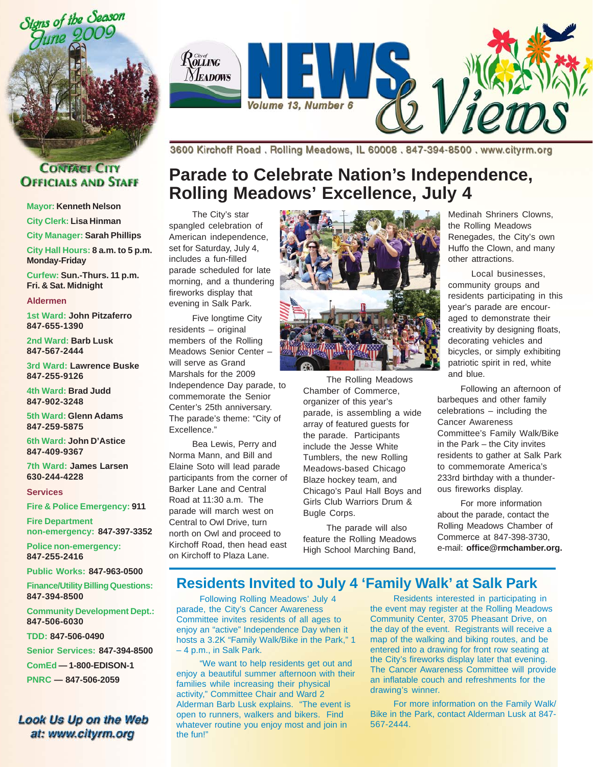Signs of the Season
June 2009

# City of Rolling Meadows NEWS & Views

Volume 13, Number 6

3600 Kirchoff Road . Rolling Meadows, IL 60008 . 847-394-8500 . www.cityrm.org

## Contact City Officials and Staff

**Mayor:** Kenneth Nelson

**City Clerk:** Lisa Hinman

**City Manager:** Sarah Phillips

**City Hall Hours:** 8 a.m. to 5 p.m. Monday-Friday

**Curfew:** Sun.-Thurs. 11 p.m. Fri. & Sat. Midnight

**Aldermen**

**1st Ward:** John Pitzaferro 847-655-1390

**2nd Ward:** Barb Lusk 847-567-2444

**3rd Ward:** Lawrence Buske 847-255-9126

**4th Ward:** Brad Judd 847-902-3248

**5th Ward:** Glenn Adams 847-259-5875

**6th Ward:** John D'Astice 847-409-9367

**7th Ward:** James Larsen 630-244-4228

**Services**

**Fire & Police Emergency:** 911

**Fire Department non-emergency:** 847-397-3352

**Police non-emergency:** 847-255-2416

**Public Works:** 847-963-0500

**Finance/Utility Billing Questions:** 847-394-8500

**Community Development Dept.:** 847-506-6030

**TDD:** 847-506-0490

**Senior Services:** 847-394-8500

**ComEd** — 1-800-EDISON-1

**PNRC** — 847-506-2059

*Look Us Up on the Web at: www.cityrm.org*

## Parade to Celebrate Nation's Independence, Rolling Meadows' Excellence, July 4

The City's star spangled celebration of American independence, set for Saturday, July 4, includes a fun-filled parade scheduled for late morning, and a thundering fireworks display that evening in Salk Park.

Five longtime City residents – original members of the Rolling Meadows Senior Center – will serve as Grand Marshals for the 2009 Independence Day parade, to commemorate the Senior Center's 25th anniversary. The parade's theme: "City of Excellence."

Bea Lewis, Perry and Norma Mann, and Bill and Elaine Soto will lead parade participants from the corner of Barker Lane and Central Road at 11:30 a.m. The parade will march west on Central to Owl Drive, turn north on Owl and proceed to Kirchoff Road, then head east on Kirchoff to Plaza Lane.

The Rolling Meadows Chamber of Commerce, organizer of this year's parade, is assembling a wide array of featured guests for the parade. Participants include the Jesse White Tumblers, the new Rolling Meadows-based Chicago Blaze hockey team, and Chicago's Paul Hall Boys and Girls Club Warriors Drum & Bugle Corps.

The parade will also feature the Rolling Meadows High School Marching Band, Medinah Shriners Clowns, the Rolling Meadows Renegades, the City's own Huffo the Clown, and many other attractions.

Local businesses, community groups and residents participating in this year's parade are encouraged to demonstrate their creativity by designing floats, decorating vehicles and bicycles, or simply exhibiting patriotic spirit in red, white and blue.

Following an afternoon of barbeques and other family celebrations – including the Cancer Awareness Committee's Family Walk/Bike in the Park – the City invites residents to gather at Salk Park to commemorate America's 233rd birthday with a thunderous fireworks display.

For more information about the parade, contact the Rolling Meadows Chamber of Commerce at 847-398-3730, e-mail: **office@rmchamber.org.**

## Residents Invited to July 4 'Family Walk' at Salk Park

Following Rolling Meadows' July 4 parade, the City's Cancer Awareness Committee invites residents of all ages to enjoy an "active" Independence Day when it hosts a 3.2K "Family Walk/Bike in the Park," 1 – 4 p.m., in Salk Park.

"We want to help residents get out and enjoy a beautiful summer afternoon with their families while increasing their physical activity," Committee Chair and Ward 2 Alderman Barb Lusk explains. "The event is open to runners, walkers and bikers. Find whatever routine you enjoy most and join in the fun!"

Residents interested in participating in the event may register at the Rolling Meadows Community Center, 3705 Pheasant Drive, on the day of the event. Registrants will receive a map of the walking and biking routes, and be entered into a drawing for front row seating at the City's fireworks display later that evening. The Cancer Awareness Committee will provide an inflatable couch and refreshments for the drawing's winner.

For more information on the Family Walk/Bike in the Park, contact Alderman Lusk at 847-567-2444.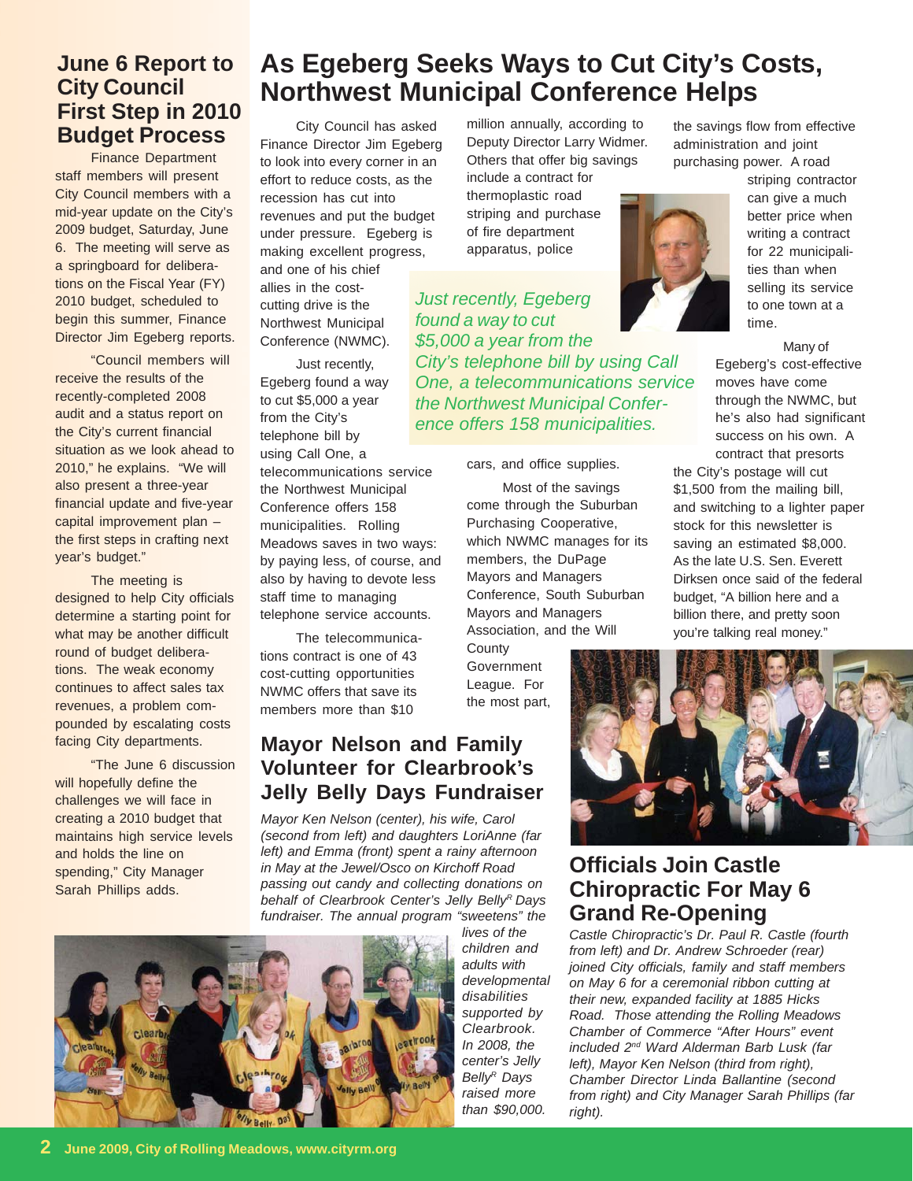## June 6 Report to City Council First Step in 2010 Budget Process

Finance Department staff members will present City Council members with a mid-year update on the City's 2009 budget, Saturday, June 6. The meeting will serve as a springboard for deliberations on the Fiscal Year (FY) 2010 budget, scheduled to begin this summer, Finance Director Jim Egeberg reports.

"Council members will receive the results of the recently-completed 2008 audit and a status report on the City's current financial situation as we look ahead to 2010," he explains. "We will also present a three-year financial update and five-year capital improvement plan – the first steps in crafting next year's budget."

The meeting is designed to help City officials determine a starting point for what may be another difficult round of budget deliberations. The weak economy continues to affect sales tax revenues, a problem compounded by escalating costs facing City departments.

"The June 6 discussion will hopefully define the challenges we will face in creating a 2010 budget that maintains high service levels and holds the line on spending," City Manager Sarah Phillips adds.

# As Egeberg Seeks Ways to Cut City's Costs, Northwest Municipal Conference Helps

City Council has asked Finance Director Jim Egeberg to look into every corner in an effort to reduce costs, as the recession has cut into revenues and put the budget under pressure. Egeberg is making excellent progress, and one of his chief allies in the cost-cutting drive is the Northwest Municipal Conference (NWMC).

Just recently, Egeberg found a way to cut $5,000 a year from the City's telephone bill by using Call One, a telecommunications service the Northwest Municipal Conference offers 158 municipalities. Rolling Meadows saves in two ways: by paying less, of course, and also by having to devote less staff time to managing telephone service accounts.

*Just recently, Egeberg found a way to cut $5,000 a year from the City's telephone bill by using Call One, a telecommunications service the Northwest Municipal Conference offers 158 municipalities.*

The telecommunications contract is one of 43 cost-cutting opportunities NWMC offers that save its members more than $10 million annually, according to Deputy Director Larry Widmer. Others that offer big savings include a contract for thermoplastic road striping and purchase of fire department apparatus, police cars, and office supplies.

Most of the savings come through the Suburban Purchasing Cooperative, which NWMC manages for its members, the DuPage Mayors and Managers Conference, South Suburban Mayors and Managers Association, and the Will County Government League. For the most part, the savings flow from effective administration and joint purchasing power. A road striping contractor can give a much better price when writing a contract for 22 municipalities than when selling its service to one town at a time.

Many of Egeberg's cost-effective moves have come through the NWMC, but he's also had significant success on his own. A contract that presorts the City's postage will cut $1,500 from the mailing bill, and switching to a lighter paper stock for this newsletter is saving an estimated $8,000. As the late U.S. Sen. Everett Dirksen once said of the federal budget, "A billion here and a billion there, and pretty soon you're talking real money."

## Mayor Nelson and Family Volunteer for Clearbrook's Jelly Belly Days Fundraiser

*Mayor Ken Nelson (center), his wife, Carol (second from left) and daughters LoriAnne (far left) and Emma (front) spent a rainy afternoon in May at the Jewel/Osco on Kirchoff Road passing out candy and collecting donations on behalf of Clearbrook Center's Jelly Belly[R] Days fundraiser. The annual program "sweetens" the lives of children and adults with developmental disabilities supported by Clearbrook. In 2008, the center's Jelly Belly[R] Days raised more than $90,000.*

## Officials Join Castle Chiropractic For May 6 Grand Re-Opening

*Castle Chiropractic's Dr. Paul R. Castle (fourth from left) and Dr. Andrew Schroeder (rear) joined City officials, family and staff members on May 6 for a ceremonial ribbon cutting at their new, expanded facility at 1885 Hicks Road. Those attending the Rolling Meadows Chamber of Commerce "After Hours" event included 2nd Ward Alderman Barb Lusk (far left), Mayor Ken Nelson (third from right), Chamber Director Linda Ballantine (second from right) and City Manager Sarah Phillips (far right).*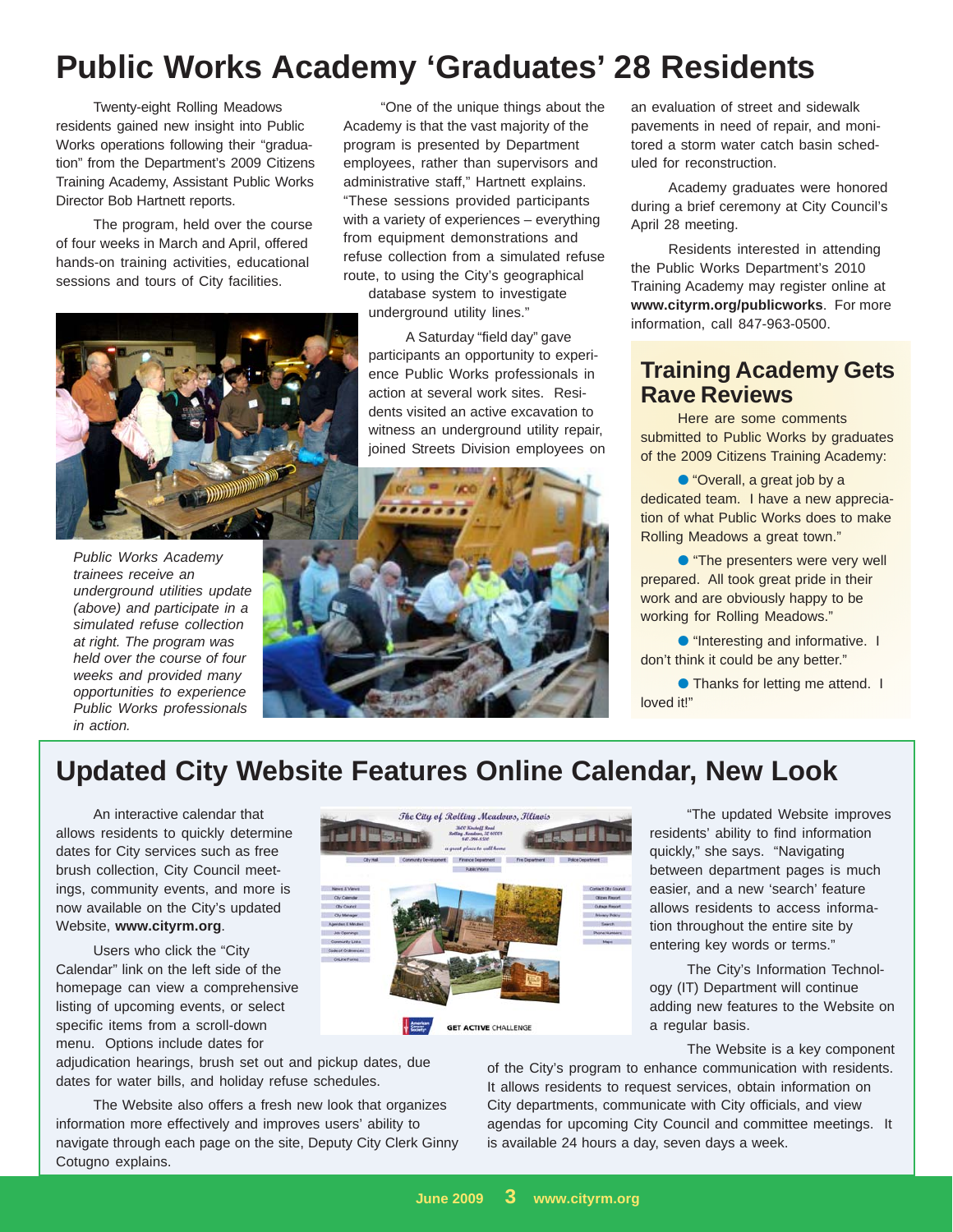# Public Works Academy 'Graduates' 28 Residents

Twenty-eight Rolling Meadows residents gained new insight into Public Works operations following their "graduation" from the Department's 2009 Citizens Training Academy, Assistant Public Works Director Bob Hartnett reports.

The program, held over the course of four weeks in March and April, offered hands-on training activities, educational sessions and tours of City facilities.

"One of the unique things about the Academy is that the vast majority of the program is presented by Department employees, rather than supervisors and administrative staff," Hartnett explains. "These sessions provided participants with a variety of experiences – everything from equipment demonstrations and refuse collection from a simulated refuse route, to using the City's geographical database system to investigate underground utility lines."

A Saturday "field day" gave participants an opportunity to experience Public Works professionals in action at several work sites. Residents visited an active excavation to witness an underground utility repair, joined Streets Division employees on an evaluation of street and sidewalk pavements in need of repair, and monitored a storm water catch basin scheduled for reconstruction.

Academy graduates were honored during a brief ceremony at City Council's April 28 meeting.

Residents interested in attending the Public Works Department's 2010 Training Academy may register online at **www.cityrm.org/publicworks**. For more information, call 847-963-0500.

*Public Works Academy trainees receive an underground utilities update (above) and participate in a simulated refuse collection at right. The program was held over the course of four weeks and provided many opportunities to experience Public Works professionals in action.*

## Training Academy Gets Rave Reviews

Here are some comments submitted to Public Works by graduates of the 2009 Citizens Training Academy:

- "Overall, a great job by a dedicated team. I have a new appreciation of what Public Works does to make Rolling Meadows a great town."
- "The presenters were very well prepared. All took great pride in their work and are obviously happy to be working for Rolling Meadows."
- "Interesting and informative. I don't think it could be any better."
- Thanks for letting me attend. I loved it!"

# Updated City Website Features Online Calendar, New Look

An interactive calendar that allows residents to quickly determine dates for City services such as free brush collection, City Council meetings, community events, and more is now available on the City's updated Website, **www.cityrm.org**.

Users who click the "City Calendar" link on the left side of the homepage can view a comprehensive listing of upcoming events, or select specific items from a scroll-down menu. Options include dates for adjudication hearings, brush set out and pickup dates, due dates for water bills, and holiday refuse schedules.

The Website also offers a fresh new look that organizes information more effectively and improves users' ability to navigate through each page on the site, Deputy City Clerk Ginny Cotugno explains.

"The updated Website improves residents' ability to find information quickly," she says. "Navigating between department pages is much easier, and a new 'search' feature allows residents to access information throughout the entire site by entering key words or terms."

The City's Information Technology (IT) Department will continue adding new features to the Website on a regular basis.

The Website is a key component of the City's program to enhance communication with residents. It allows residents to request services, obtain information on City departments, communicate with City officials, and view agendas for upcoming City Council and committee meetings. It is available 24 hours a day, seven days a week.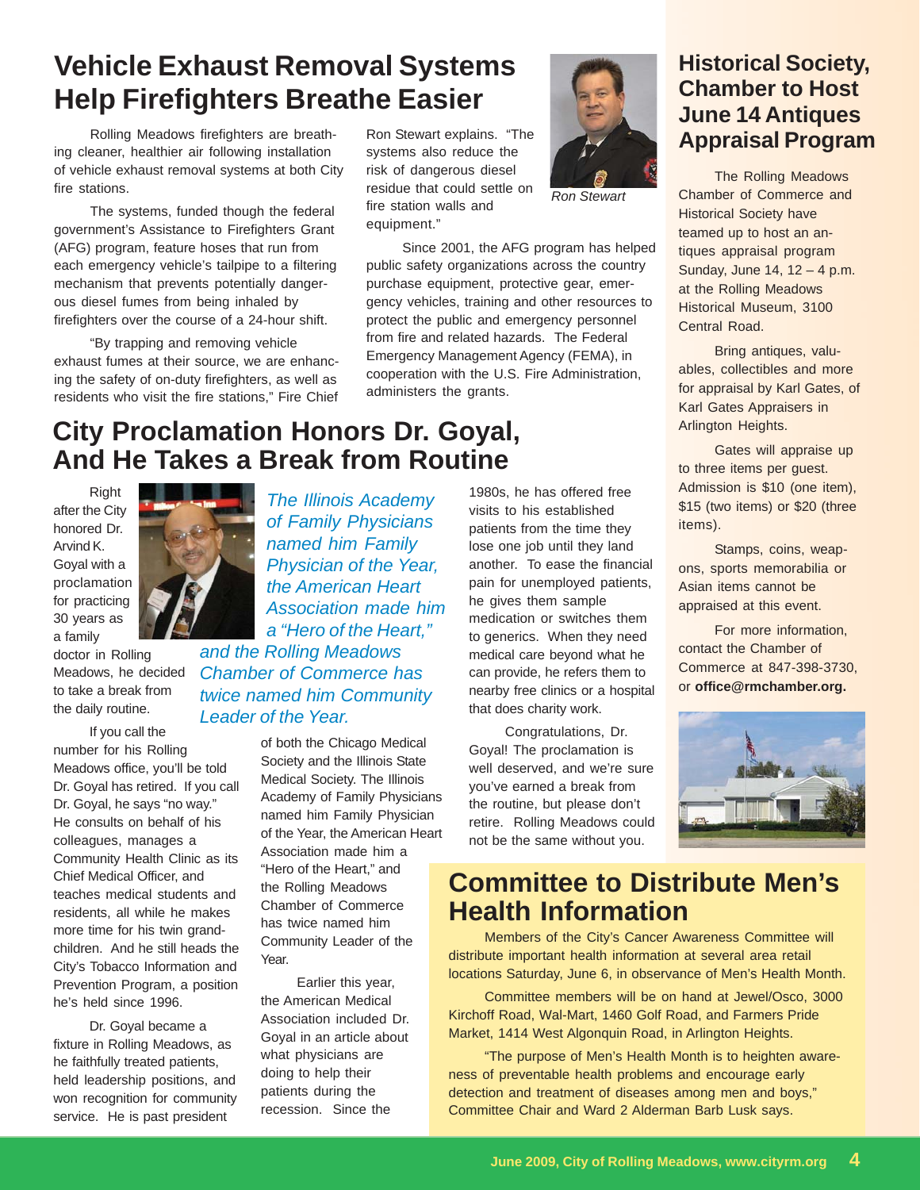# Vehicle Exhaust Removal Systems Help Firefighters Breathe Easier

Rolling Meadows firefighters are breathing cleaner, healthier air following installation of vehicle exhaust removal systems at both City fire stations.

The systems, funded though the federal government's Assistance to Firefighters Grant (AFG) program, feature hoses that run from each emergency vehicle's tailpipe to a filtering mechanism that prevents potentially dangerous diesel fumes from being inhaled by firefighters over the course of a 24-hour shift.

"By trapping and removing vehicle exhaust fumes at their source, we are enhancing the safety of on-duty firefighters, as well as residents who visit the fire stations," Fire Chief Ron Stewart explains. "The systems also reduce the risk of dangerous diesel residue that could settle on fire station walls and equipment."

*Ron Stewart*

Since 2001, the AFG program has helped public safety organizations across the country purchase equipment, protective gear, emergency vehicles, training and other resources to protect the public and emergency personnel from fire and related hazards. The Federal Emergency Management Agency (FEMA), in cooperation with the U.S. Fire Administration, administers the grants.

# City Proclamation Honors Dr. Goyal, And He Takes a Break from Routine

Right after the City honored Dr. Arvind K. Goyal with a proclamation for practicing 30 years as a family doctor in Rolling Meadows, he decided to take a break from the daily routine.

*The Illinois Academy of Family Physicians named him Family Physician of the Year, the American Heart Association made him a "Hero of the Heart," and the Rolling Meadows Chamber of Commerce has twice named him Community Leader of the Year.*

If you call the number for his Rolling Meadows office, you'll be told Dr. Goyal has retired. If you call Dr. Goyal, he says "no way." He consults on behalf of his colleagues, manages a Community Health Clinic as its Chief Medical Officer, and teaches medical students and residents, all while he makes more time for his twin grandchildren. And he still heads the City's Tobacco Information and Prevention Program, a position he's held since 1996.

Dr. Goyal became a fixture in Rolling Meadows, as he faithfully treated patients, held leadership positions, and won recognition for community service. He is past president of both the Chicago Medical Society and the Illinois State Medical Society. The Illinois Academy of Family Physicians named him Family Physician of the Year, the American Heart Association made him a "Hero of the Heart," and the Rolling Meadows Chamber of Commerce has twice named him Community Leader of the Year.

Earlier this year, the American Medical Association included Dr. Goyal in an article about what physicians are doing to help their patients during the recession. Since the 1980s, he has offered free visits to his established patients from the time they lose one job until they land another. To ease the financial pain for unemployed patients, he gives them sample medication or switches them to generics. When they need medical care beyond what he can provide, he refers them to nearby free clinics or a hospital that does charity work.

Congratulations, Dr. Goyal! The proclamation is well deserved, and we're sure you've earned a break from the routine, but please don't retire. Rolling Meadows could not be the same without you.

# Historical Society, Chamber to Host June 14 Antiques Appraisal Program

The Rolling Meadows Chamber of Commerce and Historical Society have teamed up to host an antiques appraisal program Sunday, June 14, 12 – 4 p.m. at the Rolling Meadows Historical Museum, 3100 Central Road.

Bring antiques, valuables, collectibles and more for appraisal by Karl Gates, of Karl Gates Appraisers in Arlington Heights.

Gates will appraise up to three items per guest. Admission is $10 (one item), $15 (two items) or $20 (three items).

Stamps, coins, weapons, sports memorabilia or Asian items cannot be appraised at this event.

For more information, contact the Chamber of Commerce at 847-398-3730, or **office@rmchamber.org.**

# Committee to Distribute Men's Health Information

Members of the City's Cancer Awareness Committee will distribute important health information at several area retail locations Saturday, June 6, in observance of Men's Health Month.

Committee members will be on hand at Jewel/Osco, 3000 Kirchoff Road, Wal-Mart, 1460 Golf Road, and Farmers Pride Market, 1414 West Algonquin Road, in Arlington Heights.

"The purpose of Men's Health Month is to heighten awareness of preventable health problems and encourage early detection and treatment of diseases among men and boys," Committee Chair and Ward 2 Alderman Barb Lusk says.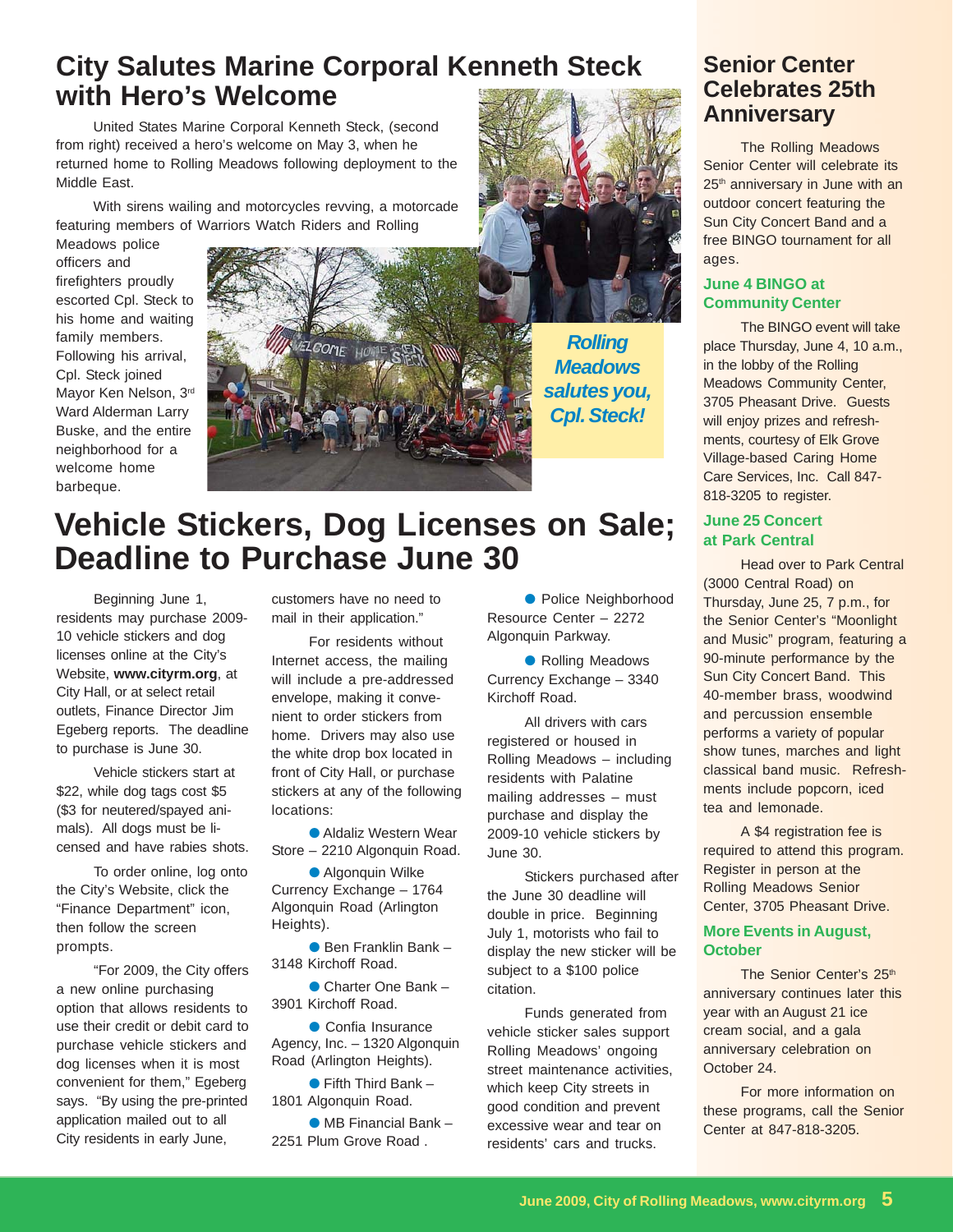# City Salutes Marine Corporal Kenneth Steck with Hero's Welcome

United States Marine Corporal Kenneth Steck, (second from right) received a hero's welcome on May 3, when he returned home to Rolling Meadows following deployment to the Middle East.

With sirens wailing and motorcycles revving, a motorcade featuring members of Warriors Watch Riders and Rolling Meadows police officers and firefighters proudly escorted Cpl. Steck to his home and waiting family members. Following his arrival, Cpl. Steck joined Mayor Ken Nelson, 3rd Ward Alderman Larry Buske, and the entire neighborhood for a welcome home barbeque.

*Rolling Meadows salutes you, Cpl. Steck!*

# Vehicle Stickers, Dog Licenses on Sale; Deadline to Purchase June 30

Beginning June 1, residents may purchase 2009-10 vehicle stickers and dog licenses online at the City's Website, **www.cityrm.org**, at City Hall, or at select retail outlets, Finance Director Jim Egeberg reports. The deadline to purchase is June 30.

Vehicle stickers start at $22, while dog tags cost $5 ($3 for neutered/spayed animals). All dogs must be licensed and have rabies shots.

To order online, log onto the City's Website, click the "Finance Department" icon, then follow the screen prompts.

"For 2009, the City offers a new online purchasing option that allows residents to use their credit or debit card to purchase vehicle stickers and dog licenses when it is most convenient for them," Egeberg says. "By using the pre-printed application mailed out to all City residents in early June, customers have no need to mail in their application."

For residents without Internet access, the mailing will include a pre-addressed envelope, making it convenient to order stickers from home. Drivers may also use the white drop box located in front of City Hall, or purchase stickers at any of the following locations:

- Aldaliz Western Wear Store – 2210 Algonquin Road.
- Algonquin Wilke Currency Exchange – 1764 Algonquin Road (Arlington Heights).
- Ben Franklin Bank – 3148 Kirchoff Road.
- Charter One Bank – 3901 Kirchoff Road.
- Confia Insurance Agency, Inc. – 1320 Algonquin Road (Arlington Heights).
- Fifth Third Bank – 1801 Algonquin Road.
- MB Financial Bank – 2251 Plum Grove Road .
- Police Neighborhood Resource Center – 2272 Algonquin Parkway.
- Rolling Meadows Currency Exchange – 3340 Kirchoff Road.

All drivers with cars registered or housed in Rolling Meadows – including residents with Palatine mailing addresses – must purchase and display the 2009-10 vehicle stickers by June 30.

Stickers purchased after the June 30 deadline will double in price. Beginning July 1, motorists who fail to display the new sticker will be subject to a $100 police citation.

Funds generated from vehicle sticker sales support Rolling Meadows' ongoing street maintenance activities, which keep City streets in good condition and prevent excessive wear and tear on residents' cars and trucks.

# Senior Center Celebrates 25th Anniversary

The Rolling Meadows Senior Center will celebrate its 25th anniversary in June with an outdoor concert featuring the Sun City Concert Band and a free BINGO tournament for all ages.

### June 4 BINGO at Community Center

The BINGO event will take place Thursday, June 4, 10 a.m., in the lobby of the Rolling Meadows Community Center, 3705 Pheasant Drive. Guests will enjoy prizes and refreshments, courtesy of Elk Grove Village-based Caring Home Care Services, Inc. Call 847-818-3205 to register.

### June 25 Concert at Park Central

Head over to Park Central (3000 Central Road) on Thursday, June 25, 7 p.m., for the Senior Center's "Moonlight and Music" program, featuring a 90-minute performance by the Sun City Concert Band. This 40-member brass, woodwind and percussion ensemble performs a variety of popular show tunes, marches and light classical band music. Refreshments include popcorn, iced tea and lemonade.

A $4 registration fee is required to attend this program. Register in person at the Rolling Meadows Senior Center, 3705 Pheasant Drive.

### More Events in August, October

The Senior Center's 25th anniversary continues later this year with an August 21 ice cream social, and a gala anniversary celebration on October 24.

For more information on these programs, call the Senior Center at 847-818-3205.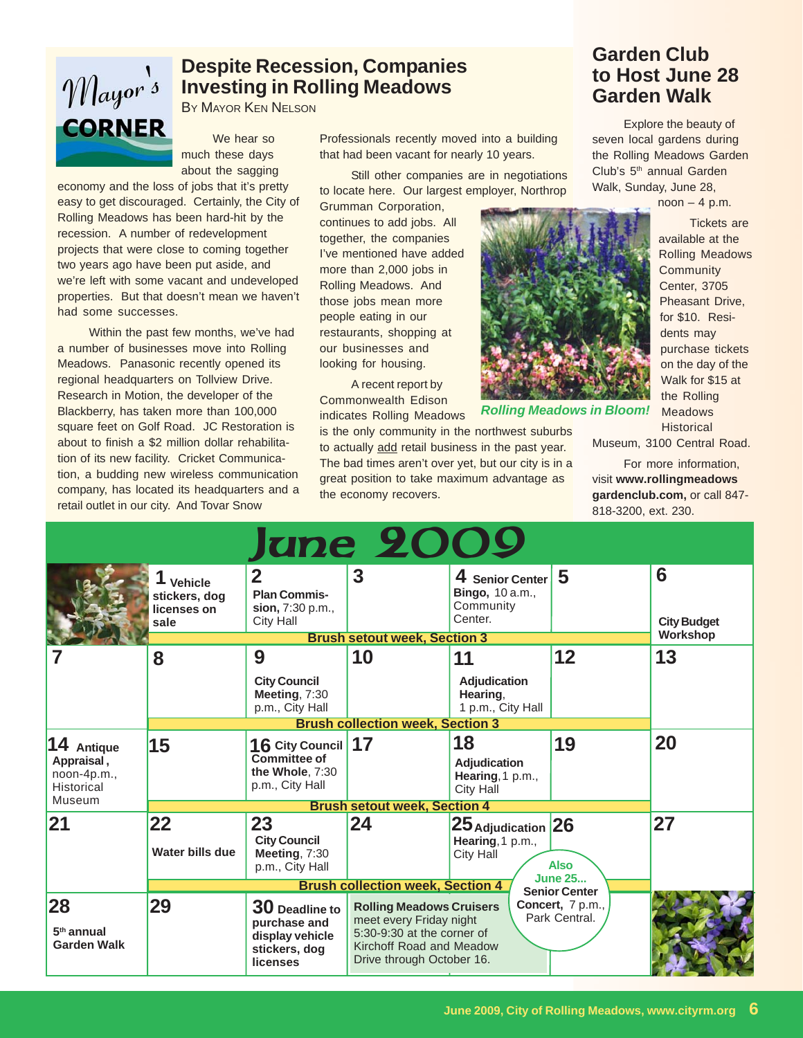# Mayor's Corner

## Despite Recession, Companies Investing in Rolling Meadows

By Mayor Ken Nelson

We hear so much these days about the sagging economy and the loss of jobs that it's pretty easy to get discouraged. Certainly, the City of Rolling Meadows has been hard-hit by the recession. A number of redevelopment projects that were close to coming together two years ago have been put aside, and we're left with some vacant and undeveloped properties. But that doesn't mean we haven't had some successes.

Within the past few months, we've had a number of businesses move into Rolling Meadows. Panasonic recently opened its regional headquarters on Tollview Drive. Research in Motion, the developer of the Blackberry, has taken more than 100,000 square feet on Golf Road. JC Restoration is about to finish a $2 million dollar rehabilitation of its new facility. Cricket Communication, a budding new wireless communication company, has located its headquarters and a retail outlet in our city. And Tovar Snow Professionals recently moved into a building that had been vacant for nearly 10 years.

Still other companies are in negotiations to locate here. Our largest employer, Northrop Grumman Corporation, continues to add jobs. All together, the companies I've mentioned have added more than 2,000 jobs in Rolling Meadows. And those jobs mean more people eating in our restaurants, shopping at our businesses and looking for housing.

A recent report by Commonwealth Edison indicates Rolling Meadows is the only community in the northwest suburbs to actually add retail business in the past year. The bad times aren't over yet, but our city is in a great position to take maximum advantage as the economy recovers.

*Rolling Meadows in Bloom!*

## Garden Club to Host June 28 Garden Walk

Explore the beauty of seven local gardens during the Rolling Meadows Garden Club's 5th annual Garden Walk, Sunday, June 28, noon – 4 p.m.

Tickets are available at the Rolling Meadows Community Center, 3705 Pheasant Drive, for $10. Residents may purchase tickets on the day of the Walk for $15 at the Rolling Meadows Historical Museum, 3100 Central Road.

For more information, visit **www.rollingmeadowsgardenclub.com,** or call 847-818-3200, ext. 230.

# June 2009

| Sunday | Monday | Tuesday | Wednesday | Thursday | Friday | Saturday |
|---|---|---|---|---|---|---|
| | 1 **Vehicle stickers, dog licenses on sale** | 2 **Plan Commission,** 7:30 p.m., City Hall | 3 | 4 **Senior Center Bingo,** 10 a.m., Community Center. | 5 | 6 **City Budget Workshop** |
| | **Brush setout week, Section 3** | | | | | |
| 7 | 8 | 9 **City Council Meeting**, 7:30 p.m., City Hall | 10 | 11 **Adjudication Hearing**, 1 p.m., City Hall | 12 | 13 |
| | **Brush collection week, Section 3** | | | | | |
| 14 **Antique Appraisal**, noon-4p.m., Historical Museum | 15 | 16 **City Council Committee of the Whole**, 7:30 p.m., City Hall | 17 | 18 **Adjudication Hearing**, 1 p.m., City Hall | 19 | 20 |
| | **Brush setout week, Section 4** | | | | | |
| 21 | 22 **Water bills due** | 23 **City Council Meeting**, 7:30 p.m., City Hall | 24 | 25 **Adjudication Hearing**, 1 p.m., City Hall | 26 | 27 |
| | **Brush collection week, Section 4** | | | | | |
| 28 **5th annual Garden Walk** | 29 | 30 **Deadline to purchase and display vehicle stickers, dog licenses** | | | | |

**Rolling Meadows Cruisers** meet every Friday night 5:30-9:30 at the corner of Kirchoff Road and Meadow Drive through October 16.

**Also June 25... Senior Center Concert,** 7 p.m., Park Central.